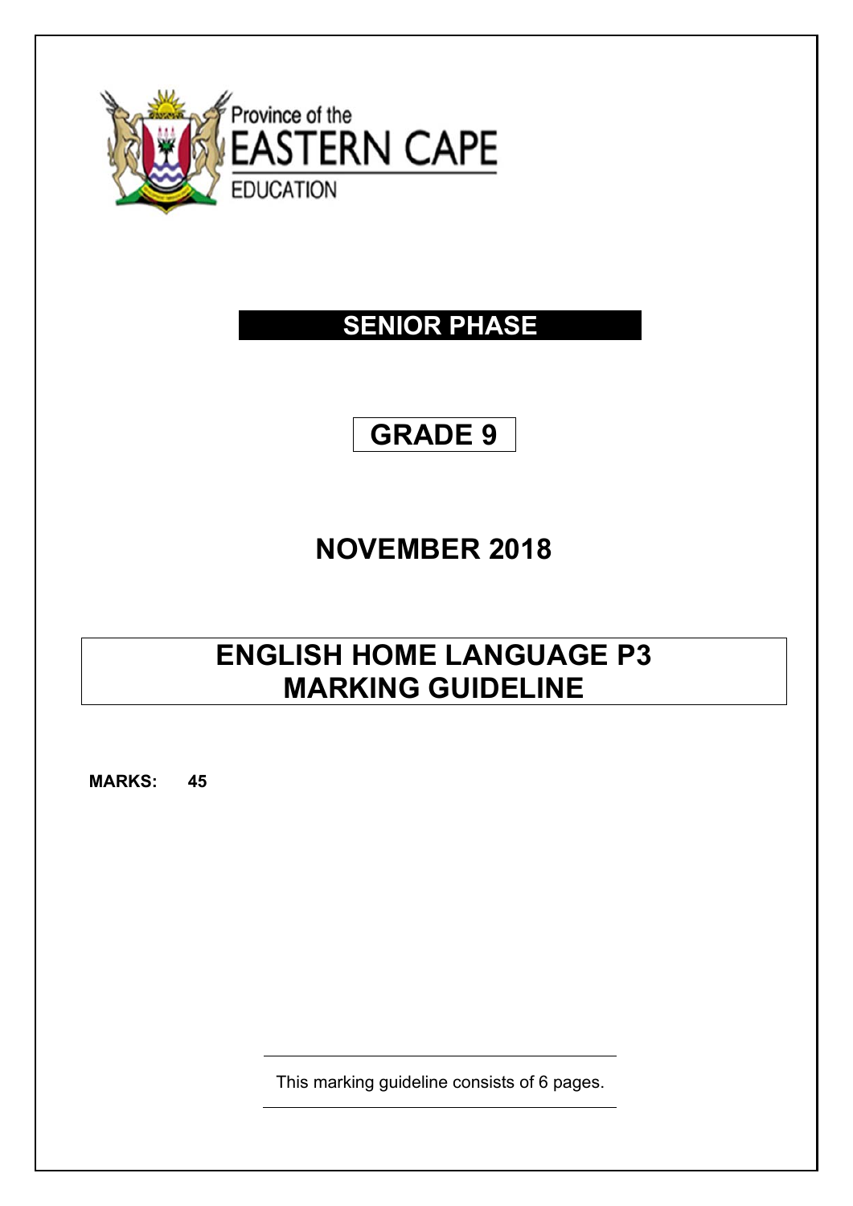Province of the
EASTERN CAPE
EDUCATION

# SENIOR PHASE

## GRADE 9

## NOVEMBER 2018

# ENGLISH HOME LANGUAGE P3 MARKING GUIDELINE

**MARKS: 45**

This marking guideline consists of 6 pages.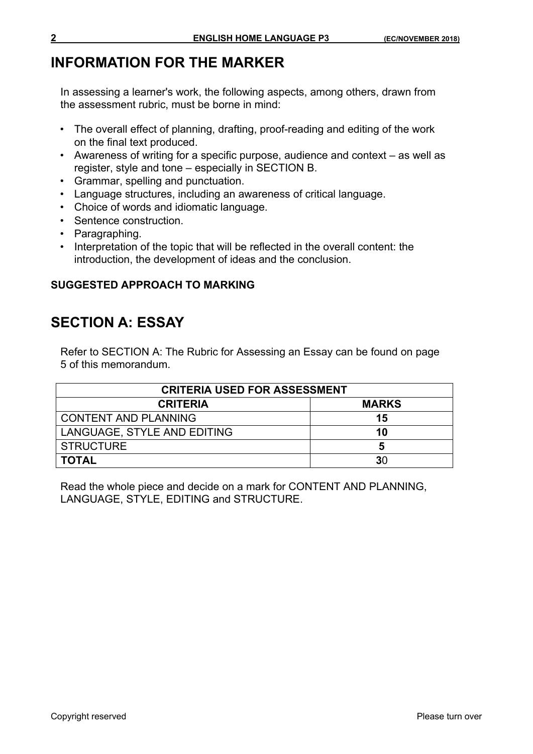# INFORMATION FOR THE MARKER

In assessing a learner's work, the following aspects, among others, drawn from the assessment rubric, must be borne in mind:

- The overall effect of planning, drafting, proof-reading and editing of the work on the final text produced.
- Awareness of writing for a specific purpose, audience and context – as well as register, style and tone – especially in SECTION B.
- Grammar, spelling and punctuation.
- Language structures, including an awareness of critical language.
- Choice of words and idiomatic language.
- Sentence construction.
- Paragraphing.
- Interpretation of the topic that will be reflected in the overall content: the introduction, the development of ideas and the conclusion.

**SUGGESTED APPROACH TO MARKING**

# SECTION A: ESSAY

Refer to SECTION A: The Rubric for Assessing an Essay can be found on page 5 of this memorandum.

| CRITERIA USED FOR ASSESSMENT | |
|---|---|
| **CRITERIA** | **MARKS** |
| CONTENT AND PLANNING | **15** |
| LANGUAGE, STYLE AND EDITING | **10** |
| STRUCTURE | **5** |
| **TOTAL** | **3**0 |

Read the whole piece and decide on a mark for CONTENT AND PLANNING, LANGUAGE, STYLE, EDITING and STRUCTURE.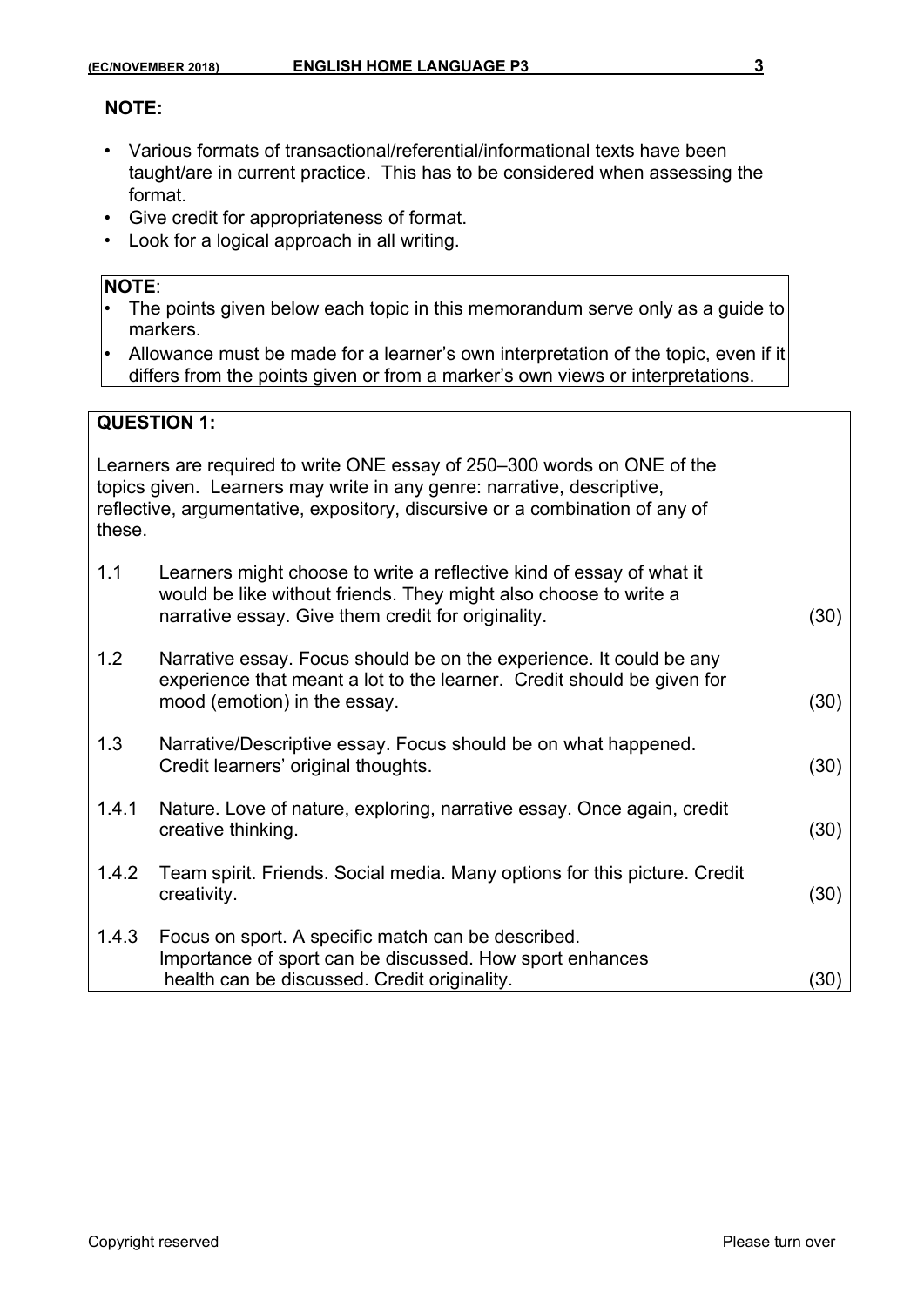**NOTE:**

- Various formats of transactional/referential/informational texts have been taught/are in current practice. This has to be considered when assessing the format.
- Give credit for appropriateness of format.
- Look for a logical approach in all writing.

**NOTE**:

- The points given below each topic in this memorandum serve only as a guide to markers.
- Allowance must be made for a learner's own interpretation of the topic, even if it differs from the points given or from a marker's own views or interpretations.

**QUESTION 1:**

Learners are required to write ONE essay of 250–300 words on ONE of the topics given. Learners may write in any genre: narrative, descriptive, reflective, argumentative, expository, discursive or a combination of any of these.

| | | |
|---|---|---|
| 1.1 | Learners might choose to write a reflective kind of essay of what it would be like without friends. They might also choose to write a narrative essay. Give them credit for originality. | (30) |
| 1.2 | Narrative essay. Focus should be on the experience. It could be any experience that meant a lot to the learner. Credit should be given for mood (emotion) in the essay. | (30) |
| 1.3 | Narrative/Descriptive essay. Focus should be on what happened. Credit learners' original thoughts. | (30) |
| 1.4.1 | Nature. Love of nature, exploring, narrative essay. Once again, credit creative thinking. | (30) |
| 1.4.2 | Team spirit. Friends. Social media. Many options for this picture. Credit creativity. | (30) |
| 1.4.3 | Focus on sport. A specific match can be described. Importance of sport can be discussed. How sport enhances health can be discussed. Credit originality. | (30) |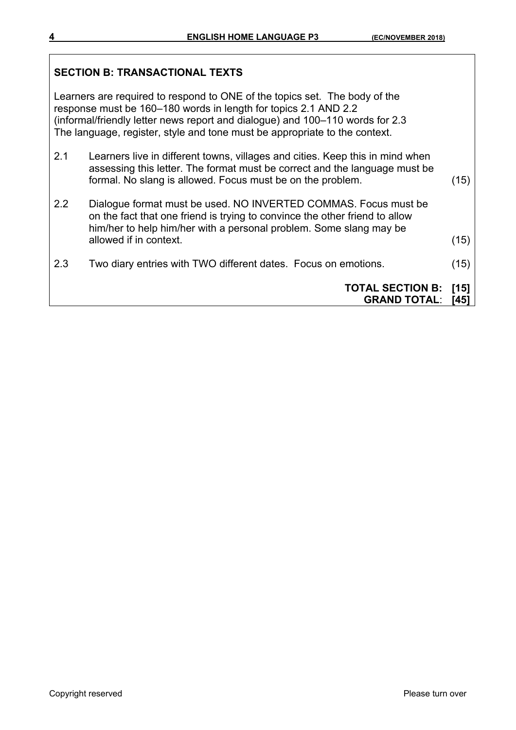## SECTION B: TRANSACTIONAL TEXTS

Learners are required to respond to ONE of the topics set. The body of the response must be 160–180 words in length for topics 2.1 AND 2.2 (informal/friendly letter news report and dialogue) and 100–110 words for 2.3 The language, register, style and tone must be appropriate to the context.

| | | |
|---|---|---|
| 2.1 | Learners live in different towns, villages and cities. Keep this in mind when assessing this letter. The format must be correct and the language must be formal. No slang is allowed. Focus must be on the problem. | (15) |
| 2.2 | Dialogue format must be used. NO INVERTED COMMAS. Focus must be on the fact that one friend is trying to convince the other friend to allow him/her to help him/her with a personal problem. Some slang may be allowed if in context. | (15) |
| 2.3 | Two diary entries with TWO different dates. Focus on emotions. | (15) |

**TOTAL SECTION B: [15]**
**GRAND TOTAL: [45]**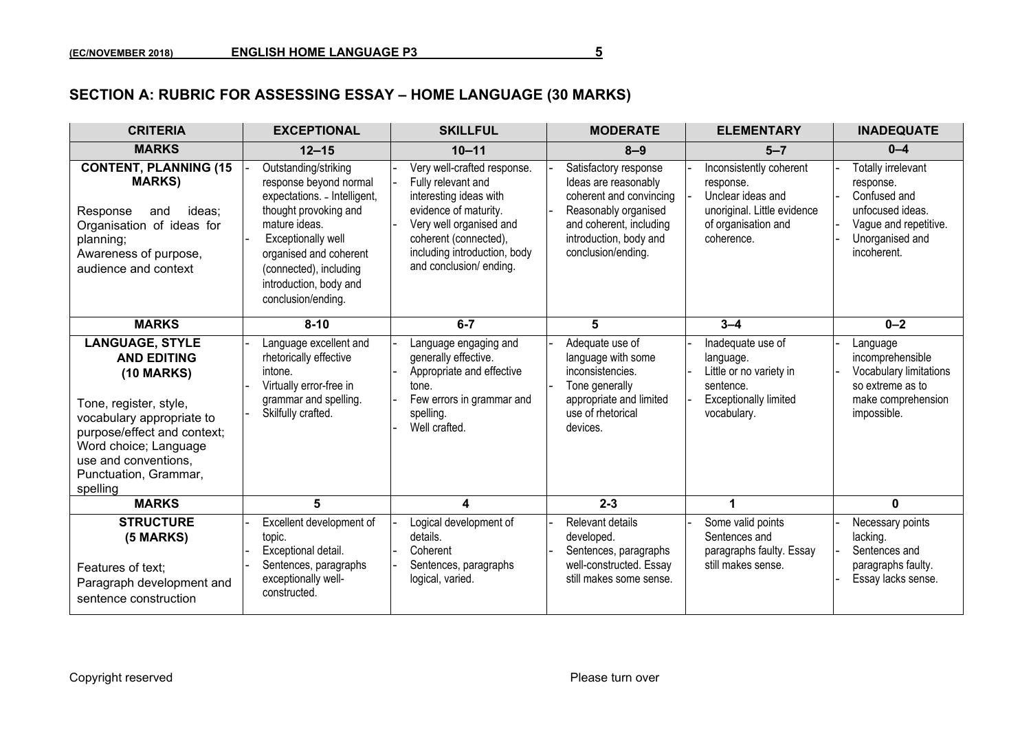## SECTION A: RUBRIC FOR ASSESSING ESSAY – HOME LANGUAGE (30 MARKS)

| CRITERIA | EXCEPTIONAL | SKILLFUL | MODERATE | ELEMENTARY | INADEQUATE |
|---|---|---|---|---|---|
| **MARKS** | **12–15** | **10–11** | **8–9** | **5–7** | **0–4** |
| **CONTENT, PLANNING (15 MARKS)**<br><br>Response and ideas; Organisation of ideas for planning; Awareness of purpose, audience and context | - Outstanding/striking response beyond normal expectations. - Intelligent, thought provoking and mature ideas.<br>- Exceptionally well organised and coherent (connected), including introduction, body and conclusion/ending. | - Very well-crafted response.<br>- Fully relevant and interesting ideas with evidence of maturity.<br>- Very well organised and coherent (connected), including introduction, body and conclusion/ ending. | - Satisfactory response Ideas are reasonably coherent and convincing<br>- Reasonably organised and coherent, including introduction, body and conclusion/ending. | - Inconsistently coherent response.<br>- Unclear ideas and unoriginal. Little evidence of organisation and coherence. | - Totally irrelevant response.<br>- Confused and unfocused ideas.<br>- Vague and repetitive.<br>- Unorganised and incoherent. |
| **MARKS** | **8-10** | **6-7** | **5** | **3–4** | **0–2** |
| **LANGUAGE, STYLE AND EDITING (10 MARKS)**<br><br>Tone, register, style, vocabulary appropriate to purpose/effect and context; Word choice; Language use and conventions, Punctuation, Grammar, spelling | - Language excellent and rhetorically effective intone.<br>- Virtually error-free in grammar and spelling.<br>- Skilfully crafted. | - Language engaging and generally effective.<br>- Appropriate and effective tone.<br>- Few errors in grammar and spelling.<br>- Well crafted. | - Adequate use of language with some inconsistencies.<br>- Tone generally appropriate and limited use of rhetorical devices. | - Inadequate use of language.<br>- Little or no variety in sentence.<br>- Exceptionally limited vocabulary. | - Language incomprehensible<br>- Vocabulary limitations so extreme as to make comprehension impossible. |
| **MARKS** | **5** | **4** | **2-3** | **1** | **0** |
| **STRUCTURE (5 MARKS)**<br><br>Features of text; Paragraph development and sentence construction | - Excellent development of topic.<br>- Exceptional detail.<br>- Sentences, paragraphs exceptionally well-constructed. | - Logical development of details.<br>- Coherent<br>- Sentences, paragraphs logical, varied. | - Relevant details developed.<br>- Sentences, paragraphs well-constructed. Essay still makes some sense. | - Some valid points Sentences and paragraphs faulty. Essay still makes sense. | - Necessary points lacking.<br>- Sentences and paragraphs faulty.<br>- Essay lacks sense. |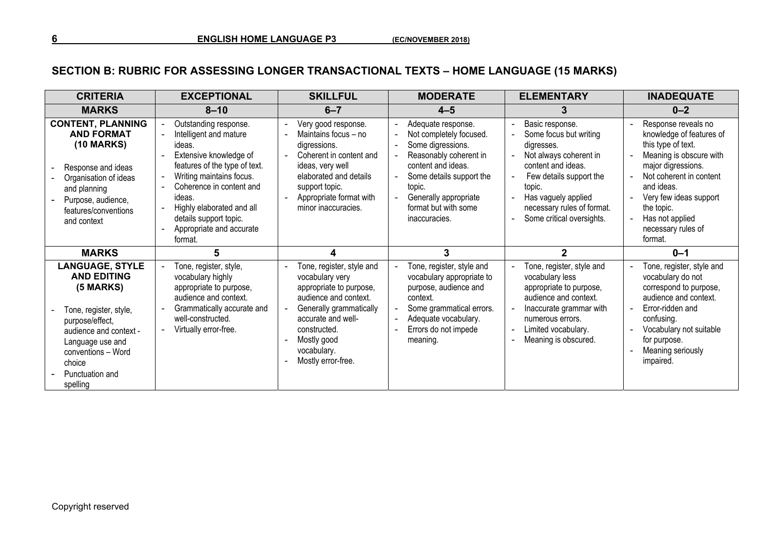## SECTION B: RUBRIC FOR ASSESSING LONGER TRANSACTIONAL TEXTS – HOME LANGUAGE (15 MARKS)

| CRITERIA | EXCEPTIONAL | SKILLFUL | MODERATE | ELEMENTARY | INADEQUATE |
|---|---|---|---|---|---|
| **MARKS** | **8–10** | **6–7** | **4–5** | **3** | **0–2** |
| **CONTENT, PLANNING AND FORMAT (10 MARKS)**<br>- Response and ideas<br>- Organisation of ideas and planning<br>- Purpose, audience, features/conventions and context | - Outstanding response.<br>- Intelligent and mature ideas.<br>- Extensive knowledge of features of the type of text.<br>- Writing maintains focus.<br>- Coherence in content and ideas.<br>- Highly elaborated and all details support topic.<br>- Appropriate and accurate format. | - Very good response.<br>- Maintains focus – no digressions.<br>- Coherent in content and ideas, very well elaborated and details support topic.<br>- Appropriate format with minor inaccuracies. | - Adequate response.<br>- Not completely focused.<br>- Some digressions.<br>- Reasonably coherent in content and ideas.<br>- Some details support the topic.<br>- Generally appropriate format but with some inaccuracies. | - Basic response.<br>- Some focus but writing digresses.<br>- Not always coherent in content and ideas.<br>- Few details support the topic.<br>- Has vaguely applied necessary rules of format.<br>- Some critical oversights. | - Response reveals no knowledge of features of this type of text.<br>- Meaning is obscure with major digressions.<br>- Not coherent in content and ideas.<br>- Very few ideas support the topic.<br>- Has not applied necessary rules of format. |
| **MARKS** | **5** | **4** | **3** | **2** | **0–1** |
| **LANGUAGE, STYLE AND EDITING (5 MARKS)**<br>- Tone, register, style, purpose/effect, audience and context - Language use and conventions – Word choice<br>- Punctuation and spelling | - Tone, register, style, vocabulary highly appropriate to purpose, audience and context.<br>- Grammatically accurate and well-constructed.<br>- Virtually error-free. | - Tone, register, style and vocabulary very appropriate to purpose, audience and context.<br>- Generally grammatically accurate and well-constructed.<br>- Mostly good vocabulary.<br>- Mostly error-free. | - Tone, register, style and vocabulary appropriate to purpose, audience and context.<br>- Some grammatical errors.<br>- Adequate vocabulary.<br>- Errors do not impede meaning. | - Tone, register, style and vocabulary less appropriate to purpose, audience and context.<br>- Inaccurate grammar with numerous errors.<br>- Limited vocabulary.<br>- Meaning is obscured. | - Tone, register, style and vocabulary do not correspond to purpose, audience and context.<br>- Error-ridden and confusing.<br>- Vocabulary not suitable for purpose.<br>- Meaning seriously impaired. |